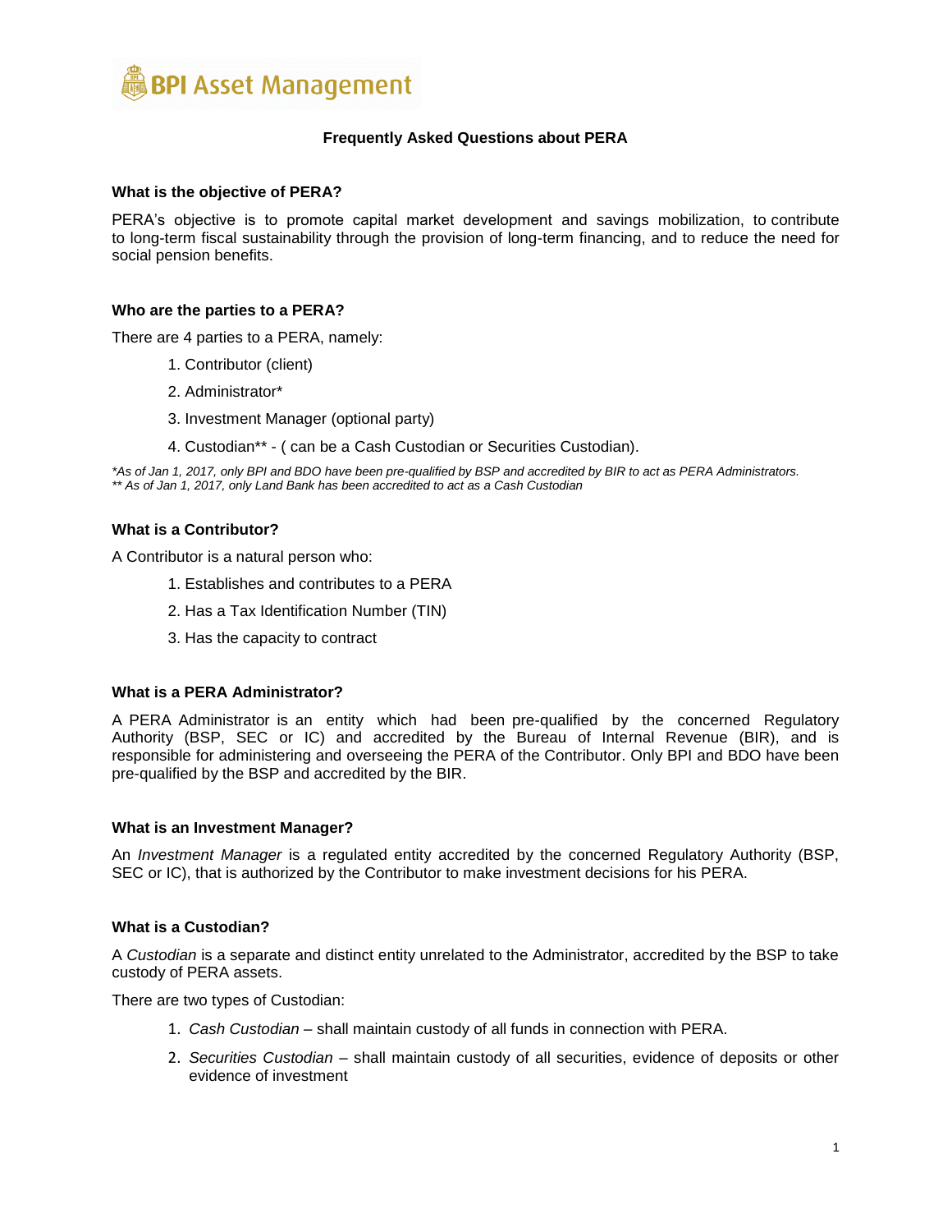**BPI Asset Management**

# Frequently Asked Questions about PERA

## What is the objective of PERA?

PERA's objective is to promote capital market development and savings mobilization, to contribute to long-term fiscal sustainability through the provision of long-term financing, and to reduce the need for social pension benefits.

## Who are the parties to a PERA?

There are 4 parties to a PERA, namely:

1. Contributor (client)
2. Administrator*
3. Investment Manager (optional party)
4. Custodian** - ( can be a Cash Custodian or Securities Custodian).

*\*As of Jan 1, 2017, only BPI and BDO have been pre-qualified by BSP and accredited by BIR to act as PERA Administrators.*
*\*\* As of Jan 1, 2017, only Land Bank has been accredited to act as a Cash Custodian*

## What is a Contributor?

A Contributor is a natural person who:

1. Establishes and contributes to a PERA
2. Has a Tax Identification Number (TIN)
3. Has the capacity to contract

## What is a PERA Administrator?

A PERA Administrator is an entity which had been pre-qualified by the concerned Regulatory Authority (BSP, SEC or IC) and accredited by the Bureau of Internal Revenue (BIR), and is responsible for administering and overseeing the PERA of the Contributor. Only BPI and BDO have been pre-qualified by the BSP and accredited by the BIR.

## What is an Investment Manager?

An *Investment Manager* is a regulated entity accredited by the concerned Regulatory Authority (BSP, SEC or IC), that is authorized by the Contributor to make investment decisions for his PERA.

## What is a Custodian?

A *Custodian* is a separate and distinct entity unrelated to the Administrator, accredited by the BSP to take custody of PERA assets.

There are two types of Custodian:

1. *Cash Custodian* – shall maintain custody of all funds in connection with PERA.
2. *Securities Custodian* – shall maintain custody of all securities, evidence of deposits or other evidence of investment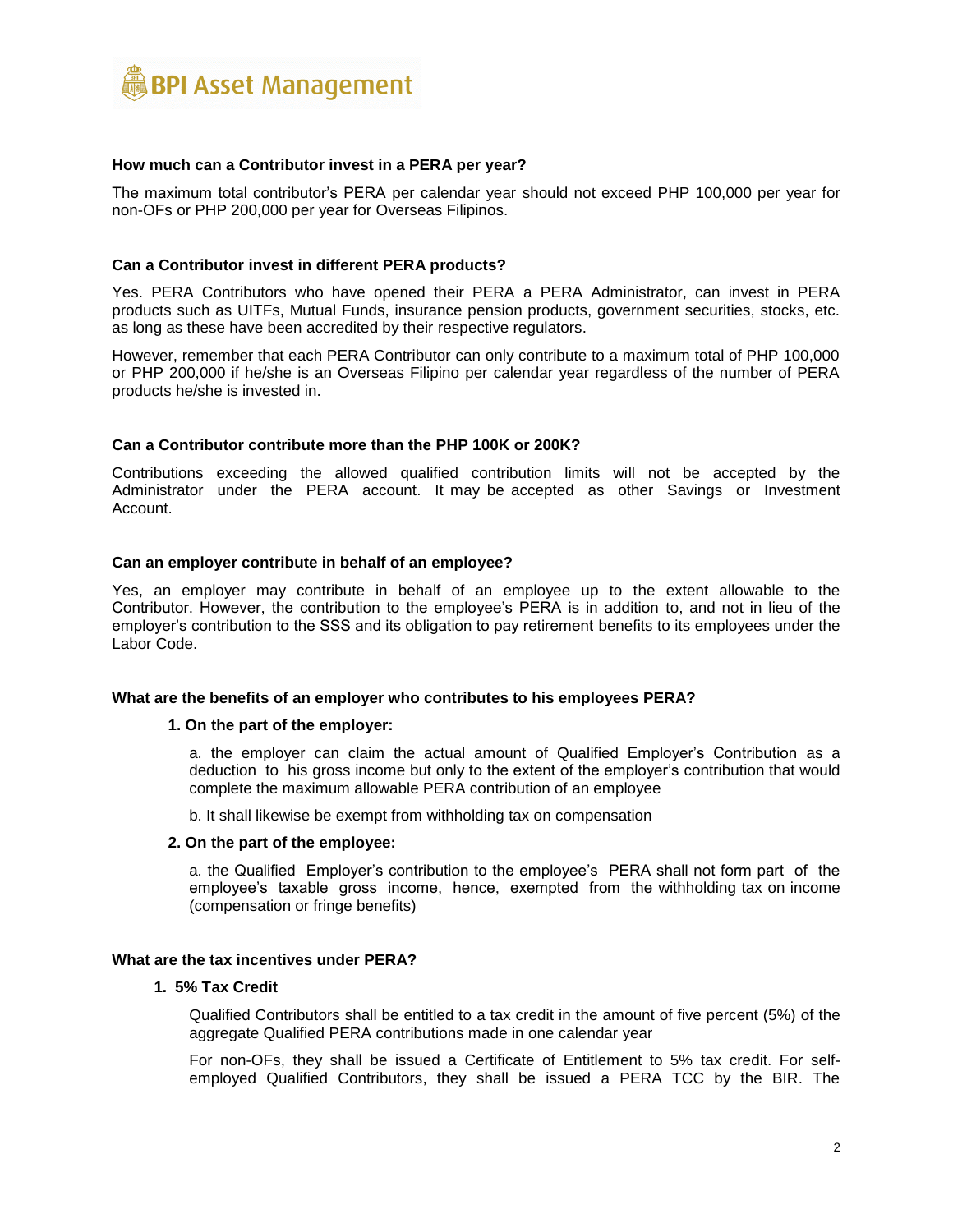### How much can a Contributor invest in a PERA per year?

The maximum total contributor's PERA per calendar year should not exceed PHP 100,000 per year for non-OFs or PHP 200,000 per year for Overseas Filipinos.

### Can a Contributor invest in different PERA products?

Yes. PERA Contributors who have opened their PERA a PERA Administrator, can invest in PERA products such as UITFs, Mutual Funds, insurance pension products, government securities, stocks, etc. as long as these have been accredited by their respective regulators.

However, remember that each PERA Contributor can only contribute to a maximum total of PHP 100,000 or PHP 200,000 if he/she is an Overseas Filipino per calendar year regardless of the number of PERA products he/she is invested in.

### Can a Contributor contribute more than the PHP 100K or 200K?

Contributions exceeding the allowed qualified contribution limits will not be accepted by the Administrator under the PERA account. It may be accepted as other Savings or Investment Account.

### Can an employer contribute in behalf of an employee?

Yes, an employer may contribute in behalf of an employee up to the extent allowable to the Contributor. However, the contribution to the employee's PERA is in addition to, and not in lieu of the employer's contribution to the SSS and its obligation to pay retirement benefits to its employees under the Labor Code.

### What are the benefits of an employer who contributes to his employees PERA?

**1. On the part of the employer:**

a. the employer can claim the actual amount of Qualified Employer's Contribution as a deduction to his gross income but only to the extent of the employer's contribution that would complete the maximum allowable PERA contribution of an employee

b. It shall likewise be exempt from withholding tax on compensation

**2. On the part of the employee:**

a. the Qualified Employer's contribution to the employee's PERA shall not form part of the employee's taxable gross income, hence, exempted from the withholding tax on income (compensation or fringe benefits)

### What are the tax incentives under PERA?

**1. 5% Tax Credit**

Qualified Contributors shall be entitled to a tax credit in the amount of five percent (5%) of the aggregate Qualified PERA contributions made in one calendar year

For non-OFs, they shall be issued a Certificate of Entitlement to 5% tax credit. For self-employed Qualified Contributors, they shall be issued a PERA TCC by the BIR. The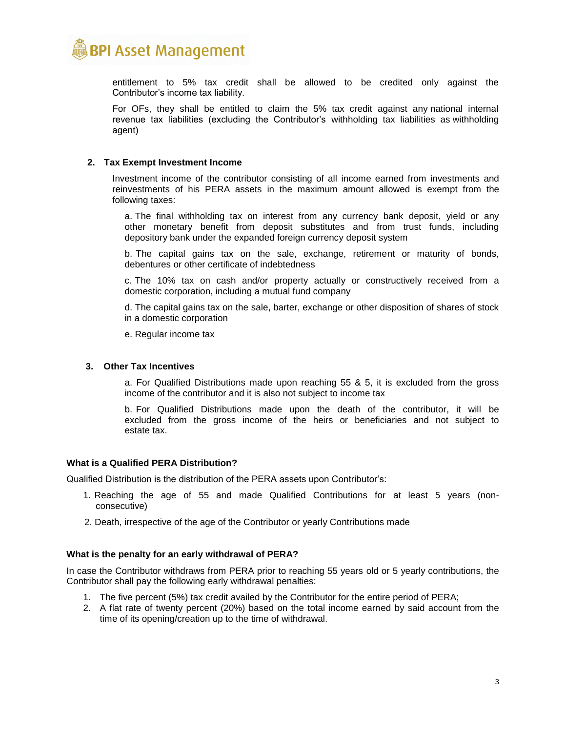entitlement to 5% tax credit shall be allowed to be credited only against the Contributor's income tax liability.

For OFs, they shall be entitled to claim the 5% tax credit against any national internal revenue tax liabilities (excluding the Contributor's withholding tax liabilities as withholding agent)

**2. Tax Exempt Investment Income**

Investment income of the contributor consisting of all income earned from investments and reinvestments of his PERA assets in the maximum amount allowed is exempt from the following taxes:

a. The final withholding tax on interest from any currency bank deposit, yield or any other monetary benefit from deposit substitutes and from trust funds, including depository bank under the expanded foreign currency deposit system

b. The capital gains tax on the sale, exchange, retirement or maturity of bonds, debentures or other certificate of indebtedness

c. The 10% tax on cash and/or property actually or constructively received from a domestic corporation, including a mutual fund company

d. The capital gains tax on the sale, barter, exchange or other disposition of shares of stock in a domestic corporation

e. Regular income tax

**3. Other Tax Incentives**

a. For Qualified Distributions made upon reaching 55 & 5, it is excluded from the gross income of the contributor and it is also not subject to income tax

b. For Qualified Distributions made upon the death of the contributor, it will be excluded from the gross income of the heirs or beneficiaries and not subject to estate tax.

### What is a Qualified PERA Distribution?

Qualified Distribution is the distribution of the PERA assets upon Contributor's:

1. Reaching the age of 55 and made Qualified Contributions for at least 5 years (non-consecutive)
2. Death, irrespective of the age of the Contributor or yearly Contributions made

### What is the penalty for an early withdrawal of PERA?

In case the Contributor withdraws from PERA prior to reaching 55 years old or 5 yearly contributions, the Contributor shall pay the following early withdrawal penalties:

1. The five percent (5%) tax credit availed by the Contributor for the entire period of PERA;
2. A flat rate of twenty percent (20%) based on the total income earned by said account from the time of its opening/creation up to the time of withdrawal.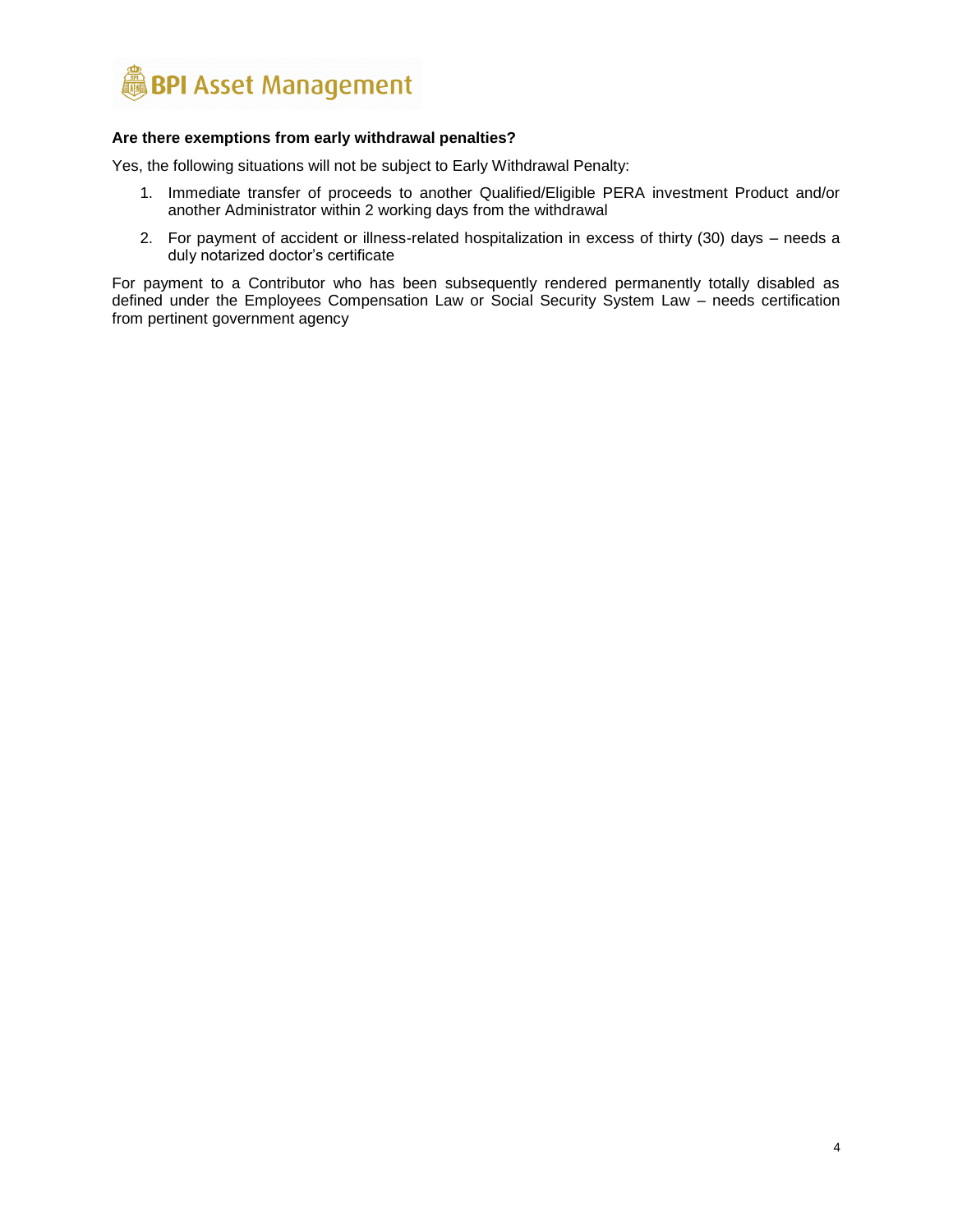**Are there exemptions from early withdrawal penalties?**

Yes, the following situations will not be subject to Early Withdrawal Penalty:

1. Immediate transfer of proceeds to another Qualified/Eligible PERA investment Product and/or another Administrator within 2 working days from the withdrawal
2. For payment of accident or illness-related hospitalization in excess of thirty (30) days – needs a duly notarized doctor's certificate

For payment to a Contributor who has been subsequently rendered permanently totally disabled as defined under the Employees Compensation Law or Social Security System Law – needs certification from pertinent government agency